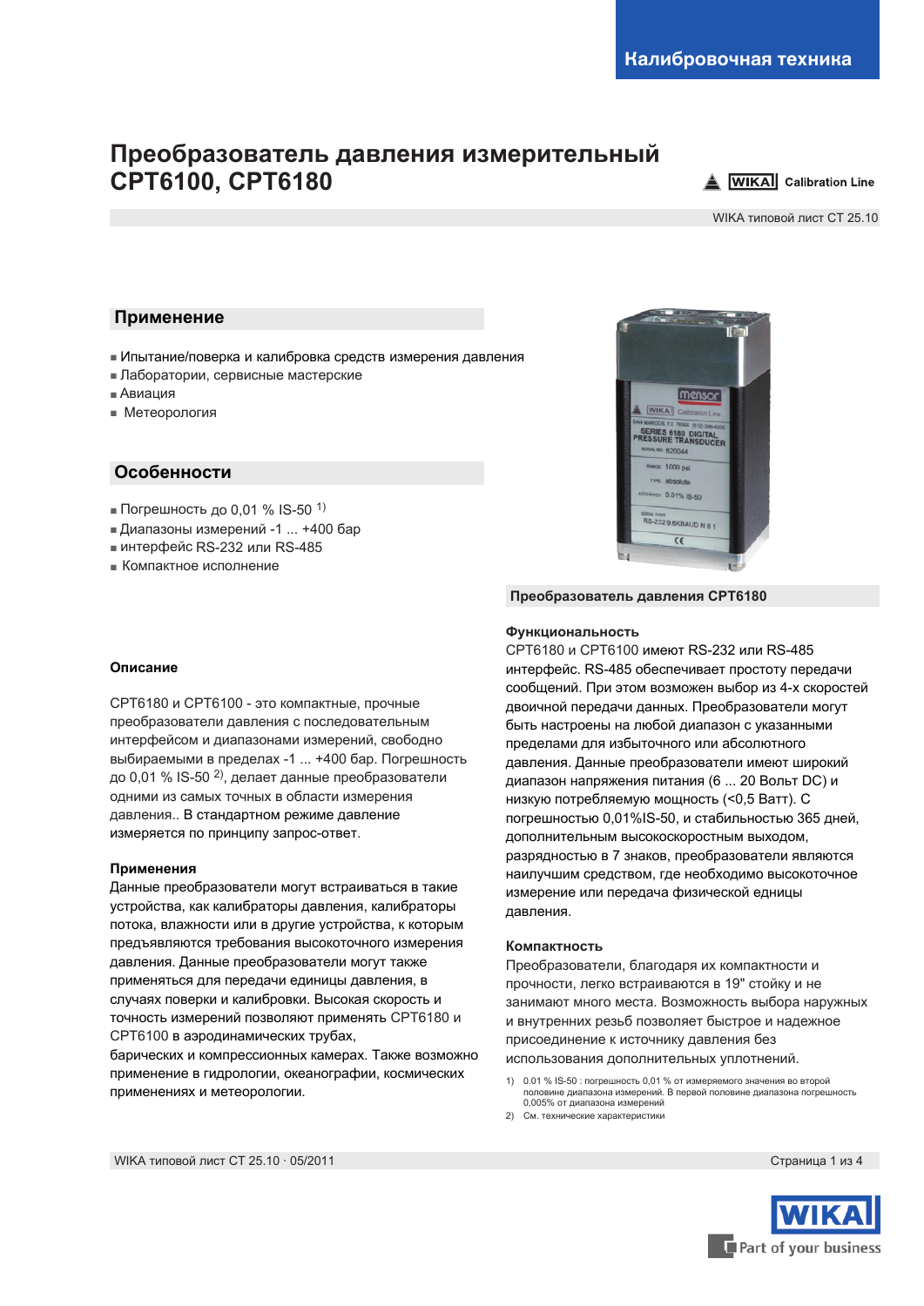Калибровочная техника

# Преобразователь давления измерительный CPT6100, CPT6180

WIKA Calibration Line

WIKA типовой лист CT 25.10

## Применение

- Испытание/поверка и калибровка средств измерения давления
- Лаборатории, сервисные мастерские
- Авиация
- Метеорология

## Особенности

- Погрешность до 0,01 % IS-50 [1]
- Диапазоны измерений -1 ... +400 бар
- интерфейс RS-232 или RS-485
- Компактное исполнение

Преобразователь давления CPT6180

### Описание

CPT6180 и CPT6100 - это компактные, прочные преобразователи давления с последовательным интерфейсом и диапазонами измерений, свободно выбираемыми в пределах -1 ... +400 бар. Погрешность до 0,01 % IS-50 [2], делает данные преобразователи одними из самых точных в области измерения давления.. В стандартном режиме давление измеряется по принципу запрос-ответ.

### Применения

Данные преобразователи могут встраиваться в такие устройства, как калибраторы давления, калибраторы потока, влажности или другие устройства, к которым предъявляются требования высокоточного измерения давления. Данные преобразователи могут также применяться для передачи единицы давления, в случаях поверки и калибровки. Высокая скорость и точность измерений позволяют применять CPT6180 и CPT6100 в аэродинамических трубах,
барических и компрессионных камерах. Также возможно применение в гидрологии, океанографии, космических применениях и метеорологии.

### Функциональность

CPT6180 и CPT6100 имеют RS-232 или RS-485 интерфейс. RS-485 обеспечивает простоту передачи сообщений. При этом возможен выбор из 4-х скоростей двоичной передачи данных. Преобразователи могут быть настроены на любой диапазон с указанными пределами для избыточного или абсолютного давления. Данные преобразователи имеют широкий диапазон напряжения питания (6 ... 20 Вольт DC) и низкую потребляемую мощность (<0,5 Ватт). С погрешностью 0,01%IS-50, и стабильностью 365 дней, дополнительным высокоскоростным выходом, разрядностью в 7 знаков, преобразователи являются наилучшим средством, где необходимо высокоточное измерение или передача физической единицы давления.

### Компактность

Преобразователи, благодаря их компактности и прочности, легко встраиваются в 19" стойку и не занимают много места. Возможность выбора наружных и внутренних резьб позволяет быстрое и надежное присоединение к источнику давления без использования дополнительных уплотнений.

1) 0.01 % IS-50 : погрешность 0,01 % от измеряемого значения во второй половине диапазона измерений. В первой половине диапазона погрешность 0,005% от диапазона измерений
2) См. технические характеристики

WIKA типовой лист CT 25.10 · 05/2011

WIKA Part of your business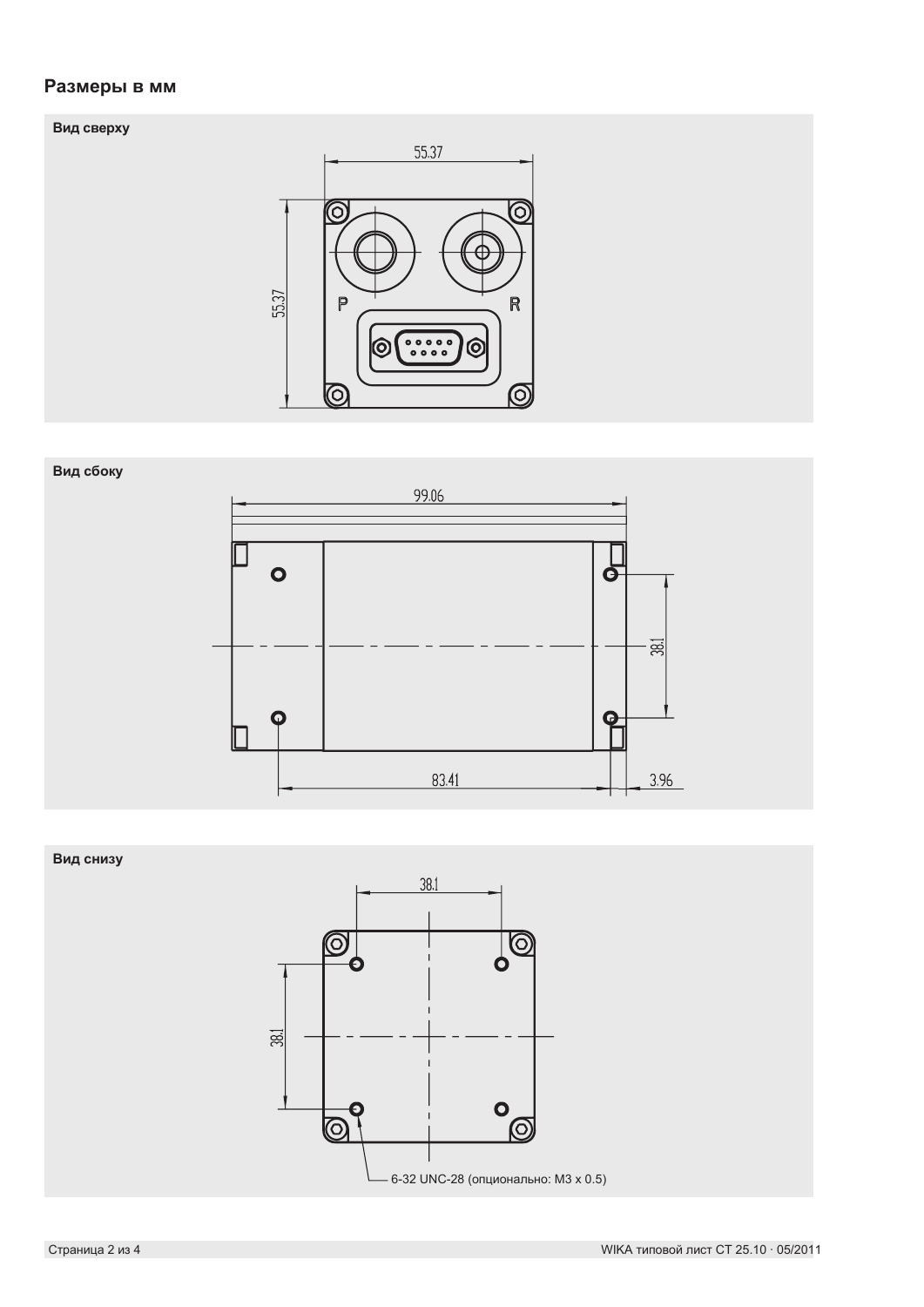## Размеры в мм

**Вид сверху**

55.37

55.37

P

R

**Вид сбоку**

99.06

38.1

83.41

3.96

**Вид снизу**

38.1

38.1

6-32 UNC-28 (опционально: M3 x 0.5)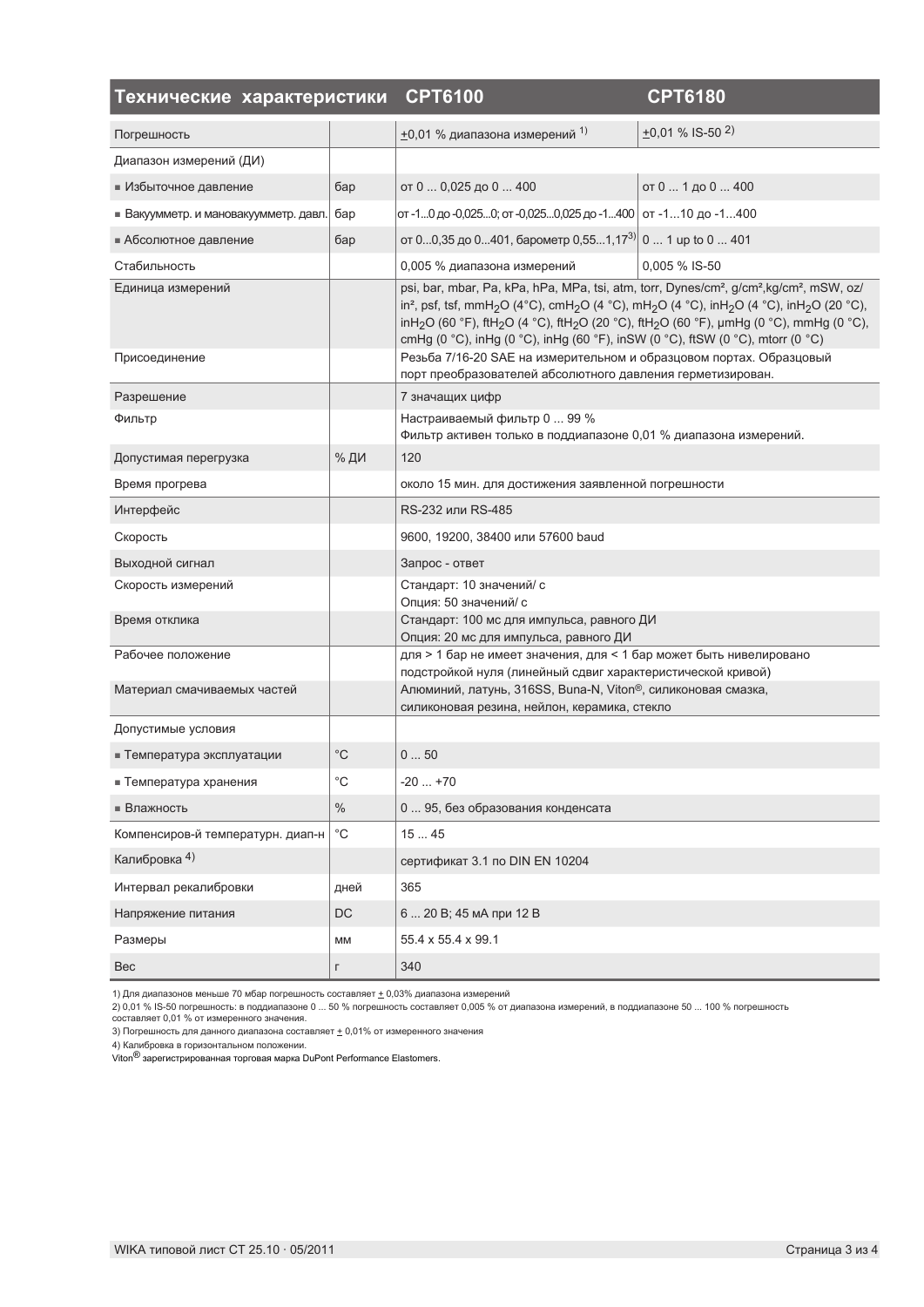| Технические характеристики | | CPT6100 | CPT6180 |
|---|---|---|---|
| Погрешность | | ±0,01 % диапазона измерений [1] | ±0,01 % IS-50 [2] |
| Диапазон измерений (ДИ) | | | |
| ▪ Избыточное давление | бар | от 0 ... 0,025 до 0 ... 400 | от 0 ... 1 до 0 ... 400 |
| ▪ Вакуумметр. и мановакуумметр. давл. | бар | от -1...0 до -0,025...0; от -0,025...0,025 до -1...400 | от -1...10 до -1...400 |
| ▪ Абсолютное давление | бар | от 0...0,35 до 0...401, барометр 0,55...1,17 [3] | 0 ... 1 up to 0 ... 401 |
| Стабильность | | 0,005 % диапазона измерений | 0,005 % IS-50 |
| Единица измерений | | psi, bar, mbar, Pa, kPa, hPa, MPa, tsi, atm, torr, Dynes/cm², g/cm²,kg/cm², mSW, oz/in², psf, tsf, mm$H_2O$ (4°C), cm$H_2O$ (4 °C), m$H_2O$ (4 °C), in$H_2O$ (4 °C), in$H_2O$ (20 °C), in$H_2O$ (60 °F), ft$H_2O$ (4 °C), ft$H_2O$ (20 °C), ft$H_2O$ (60 °F), μmHg (0 °C), mmHg (0 °C), cmHg (0 °C), inHg (0 °C), inHg (60 °F), inSW (0 °C), ftSW (0 °C), mtorr (0 °C) | |
| Присоединение | | Резьба 7/16-20 SAE на измерительном и образцовом портах. Образцовый порт преобразователей абсолютного давления герметизирован. | |
| Разрешение | | 7 значащих цифр | |
| Фильтр | | Настраиваемый фильтр 0 ... 99 %<br>Фильтр активен только в поддиапазоне 0,01 % диапазона измерений. | |
| Допустимая перегрузка | % ДИ | 120 | |
| Время прогрева | | около 15 мин. для достижения заявленной погрешности | |
| Интерфейс | | RS-232 или RS-485 | |
| Скорость | | 9600, 19200, 38400 или 57600 baud | |
| Выходной сигнал | | Запрос - ответ | |
| Скорость измерений | | Стандарт: 10 значений/ с<br>Опция: 50 значений/ с | |
| Время отклика | | Стандарт: 100 мс для импульса, равного ДИ<br>Опция: 20 мс для импульса, равного ДИ | |
| Рабочее положение | | для > 1 бар не имеет значения, для < 1 бар может быть нивелировано подстройкой нуля (линейный сдвиг характеристической кривой) | |
| Материал смачиваемых частей | | Алюминий, латунь, 316SS, Buna-N, Viton®, силиконовая смазка, силиконовая резина, нейлон, керамика, стекло | |
| Допустимые условия | | | |
| ▪ Температура эксплуатации | °C | 0 ... 50 | |
| ▪ Температура хранения | °C | -20 ... +70 | |
| ▪ Влажность | % | 0 ... 95, без образования конденсата | |
| Компенсиров-й температурн. диап-н | °C | 15 ... 45 | |
| Калибровка [4] | | сертификат 3.1 по DIN EN 10204 | |
| Интервал рекалибровки | дней | 365 | |
| Напряжение питания | DC | 6 ... 20 В; 45 мА при 12 В | |
| Размеры | мм | 55.4 x 55.4 x 99.1 | |
| Вес | г | 340 | |

1) Для диапазонов меньше 70 мбар погрешность составляет ± 0,03% диапазона измерений
2) 0,01 % IS-50 погрешность: в поддиапазоне 0 ... 50 % погрешность составляет 0,005 % от диапазона измерений, в поддиапазоне 50 ... 100 % погрешность составляет 0,01 % от измеренного значения.
3) Погрешность для данного диапазона составляет ± 0,01% от измеренного значения
4) Калибровка в горизонтальном положении.
Viton® зарегистрированная торговая марка DuPont Performance Elastomers.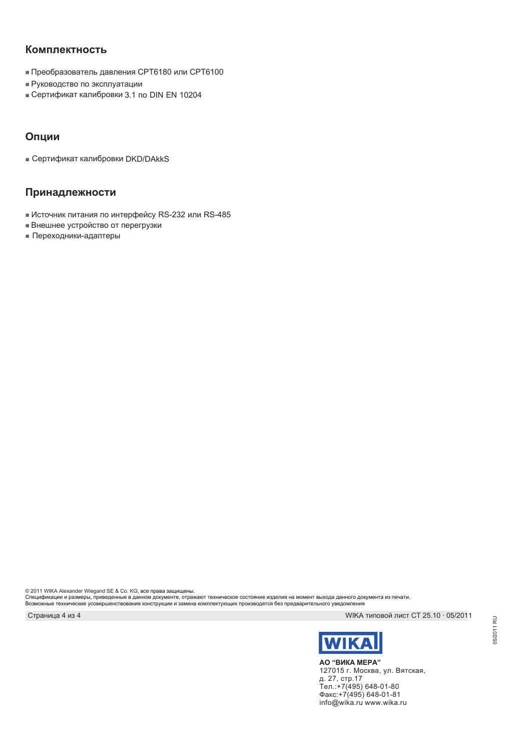## Комплектность

- Преобразователь давления CPT6180 или CPT6100
- Руководство по эксплуатации
- Сертификат калибровки 3.1 по DIN EN 10204

## Опции

- Сертификат калибровки DKD/DAkkS

## Принадлежности

- Источник питания по интерфейсу RS-232 или RS-485
- Внешнее устройство от перегрузки
- Переходники-адаптеры

© 2011 WIKA Alexander Wiegand SE & Co. KG, все права защищены.
Спецификации и размеры, приведенные в данном документе, отражают техническое состояние изделия на момент выхода данного документа из печати.
Возможные технические усовершенствования конструкции и замена комплектующих производятся без предварительного уведомления

**АО "ВИКА МЕРА"**
127015 г. Москва, ул. Вятская, д. 27, стр.17
Тел.:+7(495) 648-01-80
Факс:+7(495) 648-01-81
info@wika.ru www.wika.ru